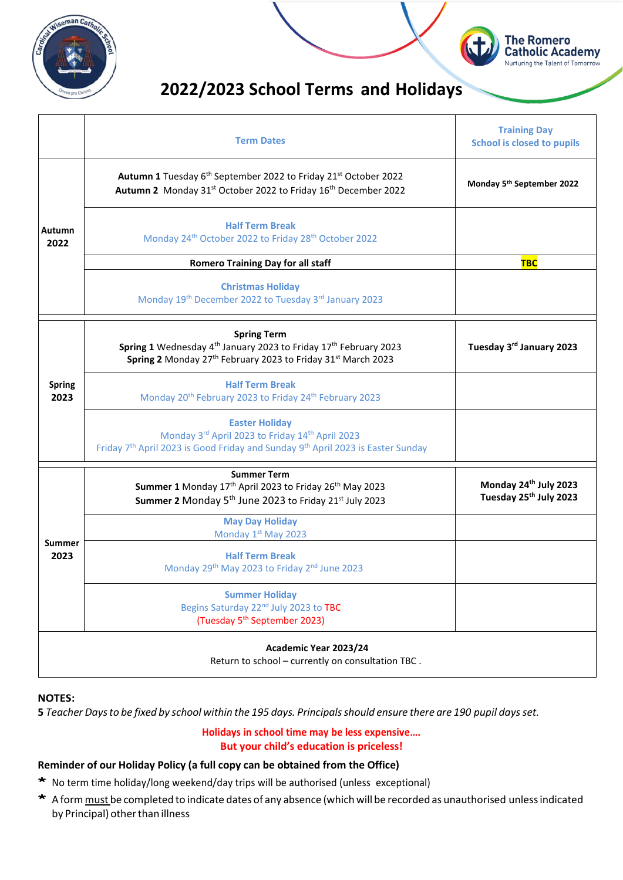# 2022/2023 School Terms and Holidays

| | Term Dates | Training Day School is closed to pupils |
|---|---|---|
| Autumn 2022 | **Autumn 1** Tuesday 6th September 2022 to Friday 21st October 2022<br>**Autumn 2** Monday 31st October 2022 to Friday 16th December 2022 | **Monday 5th September 2022** |
| | **Half Term Break**<br>Monday 24th October 2022 to Friday 28th October 2022 | |
| | **Romero Training Day for all staff** | **TBC** |
| | **Christmas Holiday**<br>Monday 19th December 2022 to Tuesday 3rd January 2023 | |
| Spring 2023 | **Spring Term**<br>**Spring 1** Wednesday 4th January 2023 to Friday 17th February 2023<br>**Spring 2** Monday 27th February 2023 to Friday 31st March 2023 | **Tuesday 3rd January 2023** |
| | **Half Term Break**<br>Monday 20th February 2023 to Friday 24th February 2023 | |
| | **Easter Holiday**<br>Monday 3rd April 2023 to Friday 14th April 2023<br>Friday 7th April 2023 is Good Friday and Sunday 9th April 2023 is Easter Sunday | |
| Summer 2023 | **Summer Term**<br>**Summer 1** Monday 17th April 2023 to Friday 26th May 2023<br>**Summer 2** Monday 5th June 2023 to Friday 21st July 2023 | **Monday 24th July 2023**<br>**Tuesday 25th July 2023** |
| | **May Day Holiday**<br>Monday 1st May 2023 | |
| | **Half Term Break**<br>Monday 29th May 2023 to Friday 2nd June 2023 | |
| | **Summer Holiday**<br>Begins Saturday 22nd July 2023 to TBC<br>(Tuesday 5th September 2023) | |
| **Academic Year 2023/24**<br>Return to school – currently on consultation TBC . | | |

**NOTES:**

**5** *Teacher Days to be fixed by school within the 195 days. Principals should ensure there are 190 pupil days set.*

**Holidays in school time may be less expensive….**
**But your child's education is priceless!**

**Reminder of our Holiday Policy (a full copy can be obtained from the Office)**

- No term time holiday/long weekend/day trips will be authorised (unless exceptional)
- A form must be completed to indicate dates of any absence (which will be recorded as unauthorised unless indicated by Principal) other than illness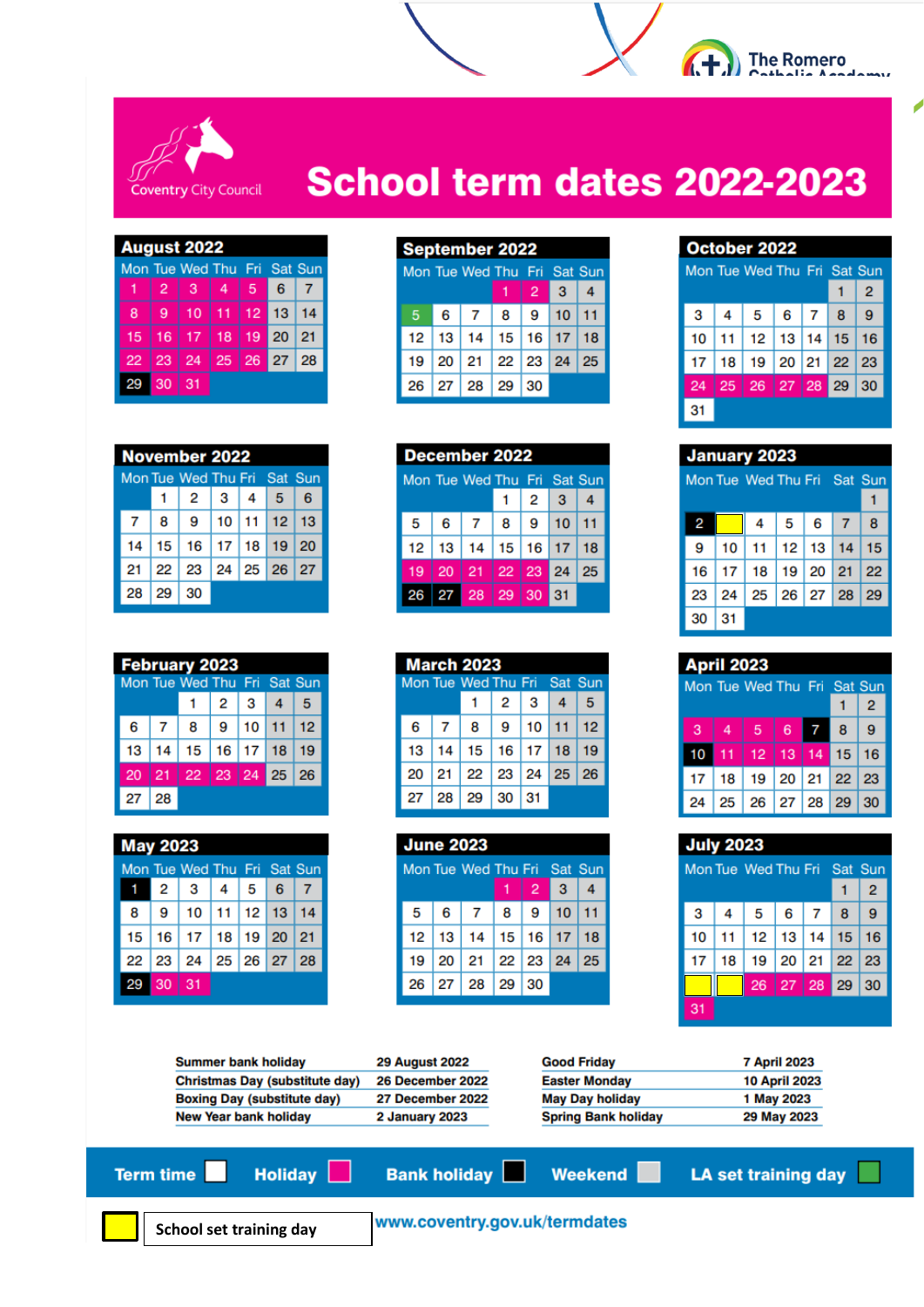The Romero Catholic Academy

Coventry City Council

# School term dates 2022-2023

## August 2022

| Mon | Tue | Wed | Thu | Fri | Sat | Sun |
|---|---|---|---|---|---|---|
| 1 | 2 | 3 | 4 | 5 | 6 | 7 |
| 8 | 9 | 10 | 11 | 12 | 13 | 14 |
| 15 | 16 | 17 | 18 | 19 | 20 | 21 |
| 22 | 23 | 24 | 25 | 26 | 27 | 28 |
| 29 | 30 | 31 | | | | |

## September 2022

| Mon | Tue | Wed | Thu | Fri | Sat | Sun |
|---|---|---|---|---|---|---|
| | | | 1 | 2 | 3 | 4 |
| 5 | 6 | 7 | 8 | 9 | 10 | 11 |
| 12 | 13 | 14 | 15 | 16 | 17 | 18 |
| 19 | 20 | 21 | 22 | 23 | 24 | 25 |
| 26 | 27 | 28 | 29 | 30 | | |

## October 2022

| Mon | Tue | Wed | Thu | Fri | Sat | Sun |
|---|---|---|---|---|---|---|
| | | | | | 1 | 2 |
| 3 | 4 | 5 | 6 | 7 | 8 | 9 |
| 10 | 11 | 12 | 13 | 14 | 15 | 16 |
| 17 | 18 | 19 | 20 | 21 | 22 | 23 |
| 24 | 25 | 26 | 27 | 28 | 29 | 30 |
| 31 | | | | | | |

## November 2022

| Mon | Tue | Wed | Thu | Fri | Sat | Sun |
|---|---|---|---|---|---|---|
| | 1 | 2 | 3 | 4 | 5 | 6 |
| 7 | 8 | 9 | 10 | 11 | 12 | 13 |
| 14 | 15 | 16 | 17 | 18 | 19 | 20 |
| 21 | 22 | 23 | 24 | 25 | 26 | 27 |
| 28 | 29 | 30 | | | | |

## December 2022

| Mon | Tue | Wed | Thu | Fri | Sat | Sun |
|---|---|---|---|---|---|---|
| | | | 1 | 2 | 3 | 4 |
| 5 | 6 | 7 | 8 | 9 | 10 | 11 |
| 12 | 13 | 14 | 15 | 16 | 17 | 18 |
| 19 | 20 | 21 | 22 | 23 | 24 | 25 |
| 26 | 27 | 28 | 29 | 30 | 31 | |

## January 2023

| Mon | Tue | Wed | Thu | Fri | Sat | Sun |
|---|---|---|---|---|---|---|
| | | | | | | 1 |
| 2 | | 4 | 5 | 6 | 7 | 8 |
| 9 | 10 | 11 | 12 | 13 | 14 | 15 |
| 16 | 17 | 18 | 19 | 20 | 21 | 22 |
| 23 | 24 | 25 | 26 | 27 | 28 | 29 |
| 30 | 31 | | | | | |

## February 2023

| Mon | Tue | Wed | Thu | Fri | Sat | Sun |
|---|---|---|---|---|---|---|
| | | 1 | 2 | 3 | 4 | 5 |
| 6 | 7 | 8 | 9 | 10 | 11 | 12 |
| 13 | 14 | 15 | 16 | 17 | 18 | 19 |
| 20 | 21 | 22 | 23 | 24 | 25 | 26 |
| 27 | 28 | | | | | |

## March 2023

| Mon | Tue | Wed | Thu | Fri | Sat | Sun |
|---|---|---|---|---|---|---|
| | | 1 | 2 | 3 | 4 | 5 |
| 6 | 7 | 8 | 9 | 10 | 11 | 12 |
| 13 | 14 | 15 | 16 | 17 | 18 | 19 |
| 20 | 21 | 22 | 23 | 24 | 25 | 26 |
| 27 | 28 | 29 | 30 | 31 | | |

## April 2023

| Mon | Tue | Wed | Thu | Fri | Sat | Sun |
|---|---|---|---|---|---|---|
| | | | | | 1 | 2 |
| 3 | 4 | 5 | 6 | 7 | 8 | 9 |
| 10 | 11 | 12 | 13 | 14 | 15 | 16 |
| 17 | 18 | 19 | 20 | 21 | 22 | 23 |
| 24 | 25 | 26 | 27 | 28 | 29 | 30 |

## May 2023

| Mon | Tue | Wed | Thu | Fri | Sat | Sun |
|---|---|---|---|---|---|---|
| 1 | 2 | 3 | 4 | 5 | 6 | 7 |
| 8 | 9 | 10 | 11 | 12 | 13 | 14 |
| 15 | 16 | 17 | 18 | 19 | 20 | 21 |
| 22 | 23 | 24 | 25 | 26 | 27 | 28 |
| 29 | 30 | 31 | | | | |

## June 2023

| Mon | Tue | Wed | Thu | Fri | Sat | Sun |
|---|---|---|---|---|---|---|
| | | | 1 | 2 | 3 | 4 |
| 5 | 6 | 7 | 8 | 9 | 10 | 11 |
| 12 | 13 | 14 | 15 | 16 | 17 | 18 |
| 19 | 20 | 21 | 22 | 23 | 24 | 25 |
| 26 | 27 | 28 | 29 | 30 | | |

## July 2023

| Mon | Tue | Wed | Thu | Fri | Sat | Sun |
|---|---|---|---|---|---|---|
| | | | | | 1 | 2 |
| 3 | 4 | 5 | 6 | 7 | 8 | 9 |
| 10 | 11 | 12 | 13 | 14 | 15 | 16 |
| 17 | 18 | 19 | 20 | 21 | 22 | 23 |
| | | 26 | 27 | 28 | 29 | 30 |
| 31 | | | | | | |

| | |
|---|---|
| Summer bank holiday | 29 August 2022 |
| Christmas Day (substitute day) | 26 December 2022 |
| Boxing Day (substitute day) | 27 December 2022 |
| New Year bank holiday | 2 January 2023 |

| | |
|---|---|
| Good Friday | 7 April 2023 |
| Easter Monday | 10 April 2023 |
| May Day holiday | 1 May 2023 |
| Spring Bank holiday | 29 May 2023 |

**Term time** | **Holiday** | **Bank holiday** | **Weekend** | **LA set training day**

School set training day

www.coventry.gov.uk/termdates